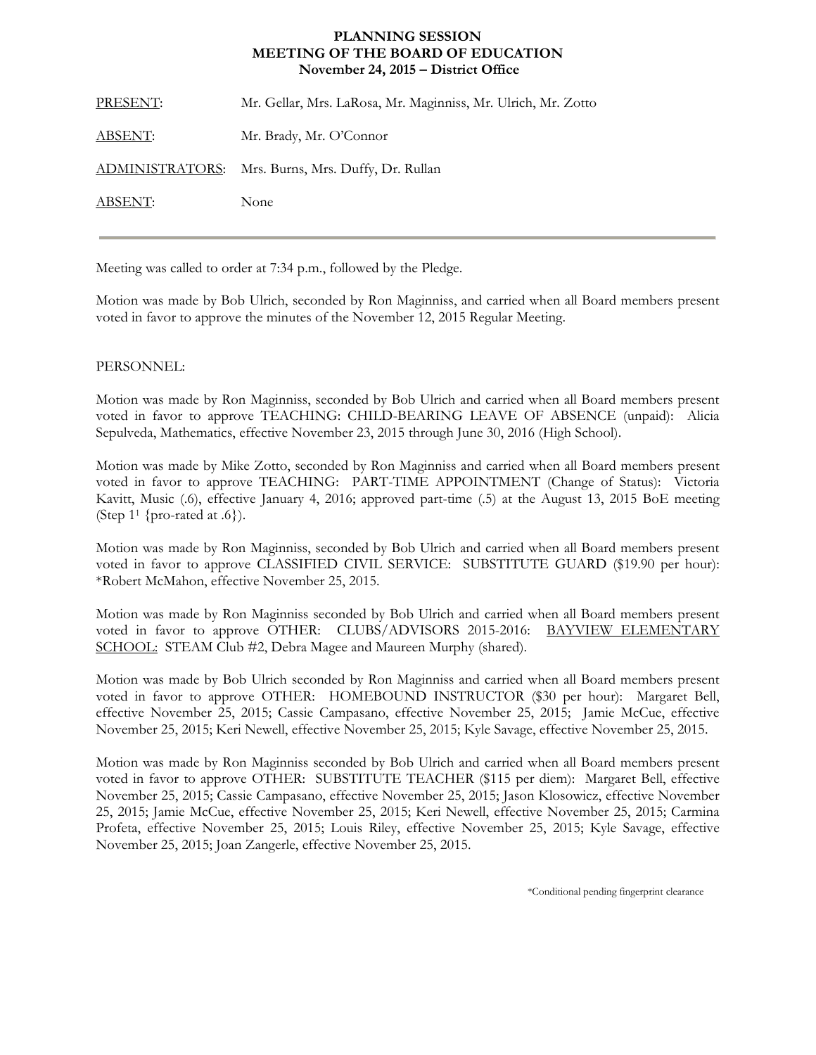# PLANNING SESSION
## MEETING OF THE BOARD OF EDUCATION
### November 24, 2015 – District Office

| | |
|---|---|
| PRESENT: | Mr. Gellar, Mrs. LaRosa, Mr. Maginniss, Mr. Ulrich, Mr. Zotto |
| ABSENT: | Mr. Brady, Mr. O'Connor |
| ADMINISTRATORS: | Mrs. Burns, Mrs. Duffy, Dr. Rullan |
| ABSENT: | None |

---

Meeting was called to order at 7:34 p.m., followed by the Pledge.

Motion was made by Bob Ulrich, seconded by Ron Maginniss, and carried when all Board members present voted in favor to approve the minutes of the November 12, 2015 Regular Meeting.

PERSONNEL:

Motion was made by Ron Maginniss, seconded by Bob Ulrich and carried when all Board members present voted in favor to approve TEACHING: CHILD-BEARING LEAVE OF ABSENCE (unpaid): Alicia Sepulveda, Mathematics, effective November 23, 2015 through June 30, 2016 (High School).

Motion was made by Mike Zotto, seconded by Ron Maginniss and carried when all Board members present voted in favor to approve TEACHING: PART-TIME APPOINTMENT (Change of Status): Victoria Kavitt, Music (.6), effective January 4, 2016; approved part-time (.5) at the August 13, 2015 BoE meeting (Step 1[1] {pro-rated at .6}).

Motion was made by Ron Maginniss, seconded by Bob Ulrich and carried when all Board members present voted in favor to approve CLASSIFIED CIVIL SERVICE: SUBSTITUTE GUARD ($19.90 per hour): *Robert McMahon, effective November 25, 2015.

Motion was made by Ron Maginniss seconded by Bob Ulrich and carried when all Board members present voted in favor to approve OTHER: CLUBS/ADVISORS 2015-2016: <u>BAYVIEW ELEMENTARY SCHOOL:</u> STEAM Club #2, Debra Magee and Maureen Murphy (shared).

Motion was made by Bob Ulrich seconded by Ron Maginniss and carried when all Board members present voted in favor to approve OTHER: HOMEBOUND INSTRUCTOR ($30 per hour): Margaret Bell, effective November 25, 2015; Cassie Campasano, effective November 25, 2015; Jamie McCue, effective November 25, 2015; Keri Newell, effective November 25, 2015; Kyle Savage, effective November 25, 2015.

Motion was made by Ron Maginniss seconded by Bob Ulrich and carried when all Board members present voted in favor to approve OTHER: SUBSTITUTE TEACHER ($115 per diem): Margaret Bell, effective November 25, 2015; Cassie Campasano, effective November 25, 2015; Jason Klosowicz, effective November 25, 2015; Jamie McCue, effective November 25, 2015; Keri Newell, effective November 25, 2015; Carmina Profeta, effective November 25, 2015; Louis Riley, effective November 25, 2015; Kyle Savage, effective November 25, 2015; Joan Zangerle, effective November 25, 2015.

*Conditional pending fingerprint clearance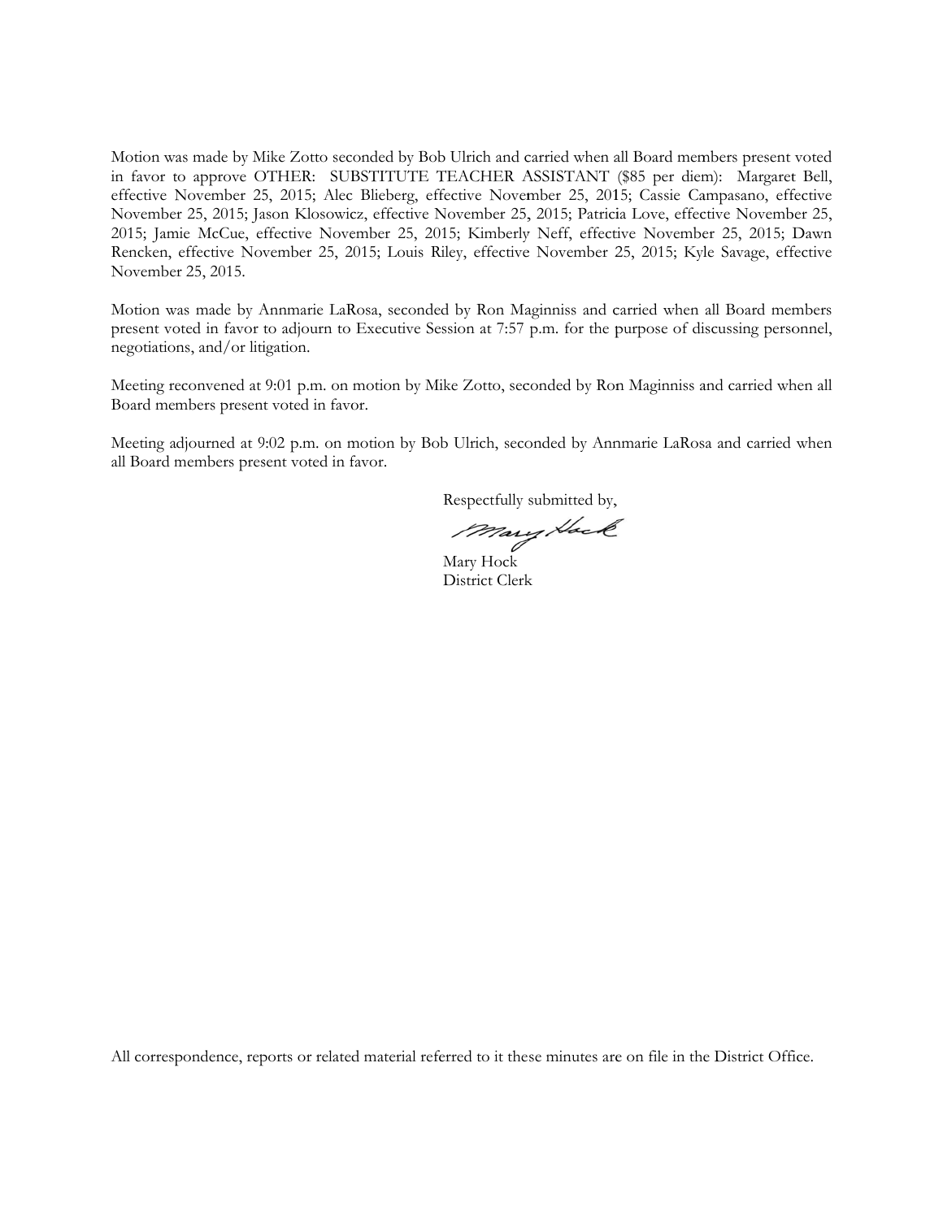Motion was made by Mike Zotto seconded by Bob Ulrich and carried when all Board members present voted in favor to approve OTHER: SUBSTITUTE TEACHER ASSISTANT ($85 per diem): Margaret Bell, effective November 25, 2015; Alec Blieberg, effective November 25, 2015; Cassie Campasano, effective November 25, 2015; Jason Klosowicz, effective November 25, 2015; Patricia Love, effective November 25, 2015; Jamie McCue, effective November 25, 2015; Kimberly Neff, effective November 25, 2015; Dawn Rencken, effective November 25, 2015; Louis Riley, effective November 25, 2015; Kyle Savage, effective November 25, 2015.

Motion was made by Annmarie LaRosa, seconded by Ron Maginniss and carried when all Board members present voted in favor to adjourn to Executive Session at 7:57 p.m. for the purpose of discussing personnel, negotiations, and/or litigation.

Meeting reconvened at 9:01 p.m. on motion by Mike Zotto, seconded by Ron Maginniss and carried when all Board members present voted in favor.

Meeting adjourned at 9:02 p.m. on motion by Bob Ulrich, seconded by Annmarie LaRosa and carried when all Board members present voted in favor.

Respectfully submitted by,

Mary Hock

Mary Hock
District Clerk

All correspondence, reports or related material referred to it these minutes are on file in the District Office.